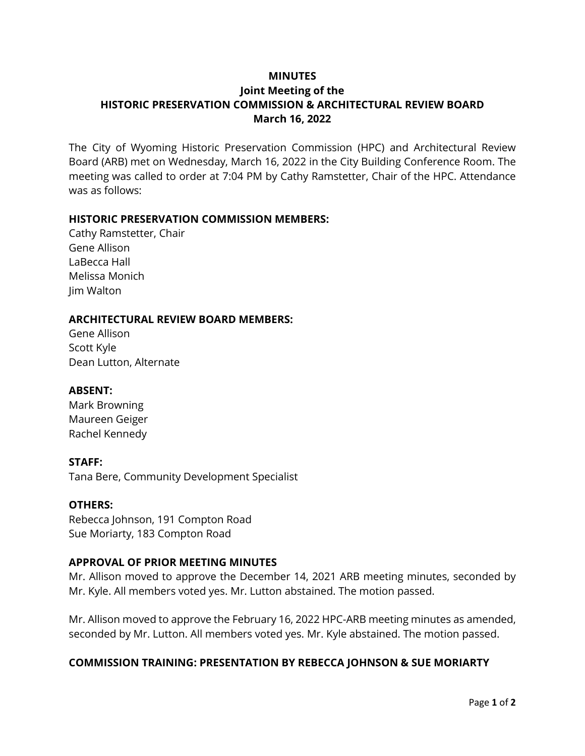# MINUTES
## Joint Meeting of the
## HISTORIC PRESERVATION COMMISSION & ARCHITECTURAL REVIEW BOARD
## March 16, 2022

The City of Wyoming Historic Preservation Commission (HPC) and Architectural Review Board (ARB) met on Wednesday, March 16, 2022 in the City Building Conference Room. The meeting was called to order at 7:04 PM by Cathy Ramstetter, Chair of the HPC. Attendance was as follows:

**HISTORIC PRESERVATION COMMISSION MEMBERS:**
Cathy Ramstetter, Chair
Gene Allison
LaBecca Hall
Melissa Monich
Jim Walton

**ARCHITECTURAL REVIEW BOARD MEMBERS:**
Gene Allison
Scott Kyle
Dean Lutton, Alternate

**ABSENT:**
Mark Browning
Maureen Geiger
Rachel Kennedy

**STAFF:**
Tana Bere, Community Development Specialist

**OTHERS:**
Rebecca Johnson, 191 Compton Road
Sue Moriarty, 183 Compton Road

**APPROVAL OF PRIOR MEETING MINUTES**

Mr. Allison moved to approve the December 14, 2021 ARB meeting minutes, seconded by Mr. Kyle. All members voted yes. Mr. Lutton abstained. The motion passed.

Mr. Allison moved to approve the February 16, 2022 HPC-ARB meeting minutes as amended, seconded by Mr. Lutton. All members voted yes. Mr. Kyle abstained. The motion passed.

**COMMISSION TRAINING: PRESENTATION BY REBECCA JOHNSON & SUE MORIARTY**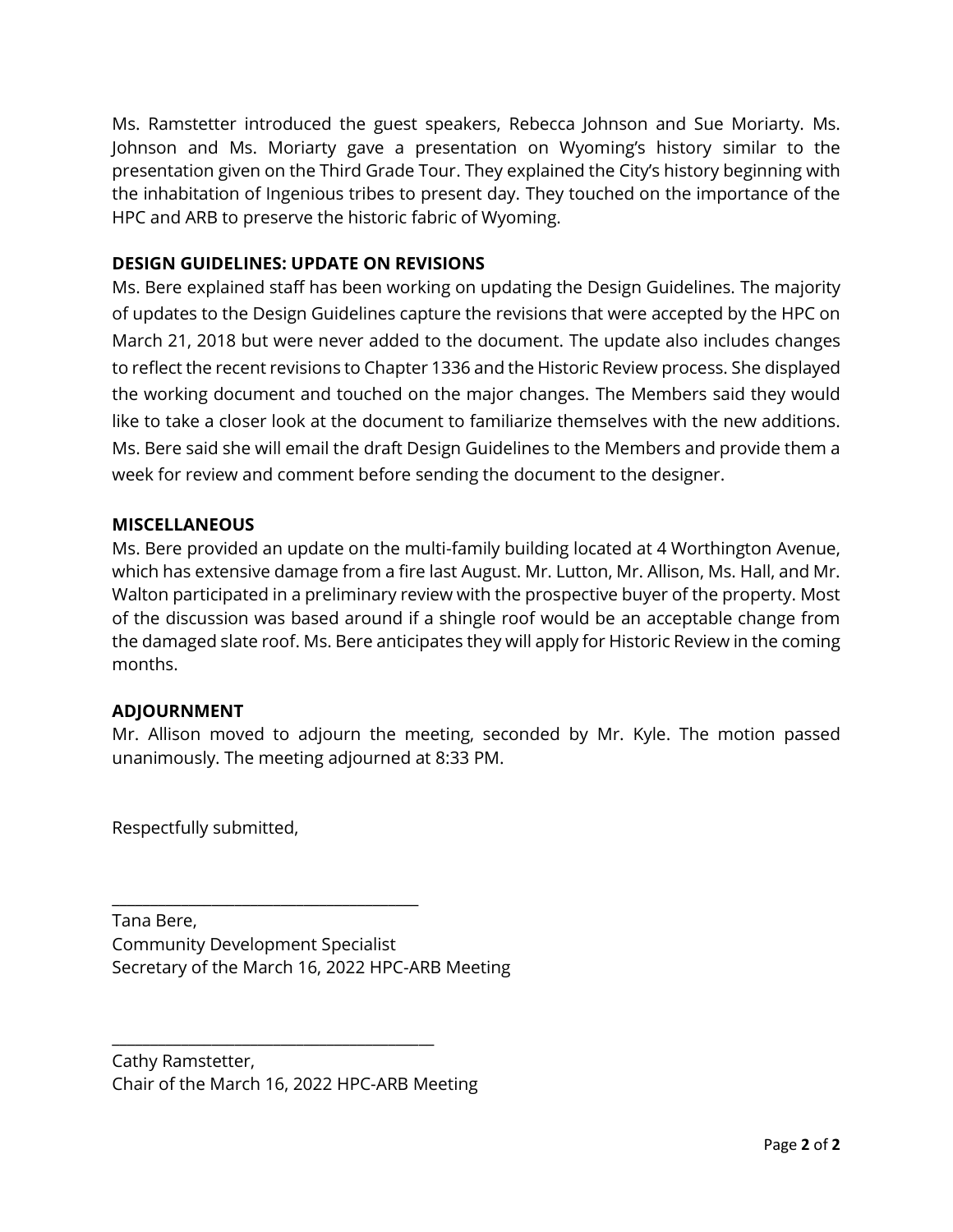Ms. Ramstetter introduced the guest speakers, Rebecca Johnson and Sue Moriarty. Ms. Johnson and Ms. Moriarty gave a presentation on Wyoming's history similar to the presentation given on the Third Grade Tour. They explained the City's history beginning with the inhabitation of Ingenious tribes to present day. They touched on the importance of the HPC and ARB to preserve the historic fabric of Wyoming.

**DESIGN GUIDELINES: UPDATE ON REVISIONS**

Ms. Bere explained staff has been working on updating the Design Guidelines. The majority of updates to the Design Guidelines capture the revisions that were accepted by the HPC on March 21, 2018 but were never added to the document. The update also includes changes to reflect the recent revisions to Chapter 1336 and the Historic Review process. She displayed the working document and touched on the major changes. The Members said they would like to take a closer look at the document to familiarize themselves with the new additions. Ms. Bere said she will email the draft Design Guidelines to the Members and provide them a week for review and comment before sending the document to the designer.

**MISCELLANEOUS**

Ms. Bere provided an update on the multi-family building located at 4 Worthington Avenue, which has extensive damage from a fire last August. Mr. Lutton, Mr. Allison, Ms. Hall, and Mr. Walton participated in a preliminary review with the prospective buyer of the property. Most of the discussion was based around if a shingle roof would be an acceptable change from the damaged slate roof. Ms. Bere anticipates they will apply for Historic Review in the coming months.

**ADJOURNMENT**

Mr. Allison moved to adjourn the meeting, seconded by Mr. Kyle. The motion passed unanimously. The meeting adjourned at 8:33 PM.

Respectfully submitted,

\_\_\_\_\_\_\_\_\_\_\_\_\_\_\_\_\_\_\_\_\_\_\_\_\_\_\_\_\_\_\_\_\_\_\_\_\_\_

Tana Bere,
Community Development Specialist
Secretary of the March 16, 2022 HPC-ARB Meeting

\_\_\_\_\_\_\_\_\_\_\_\_\_\_\_\_\_\_\_\_\_\_\_\_\_\_\_\_\_\_\_\_\_\_\_\_\_\_

Cathy Ramstetter,
Chair of the March 16, 2022 HPC-ARB Meeting